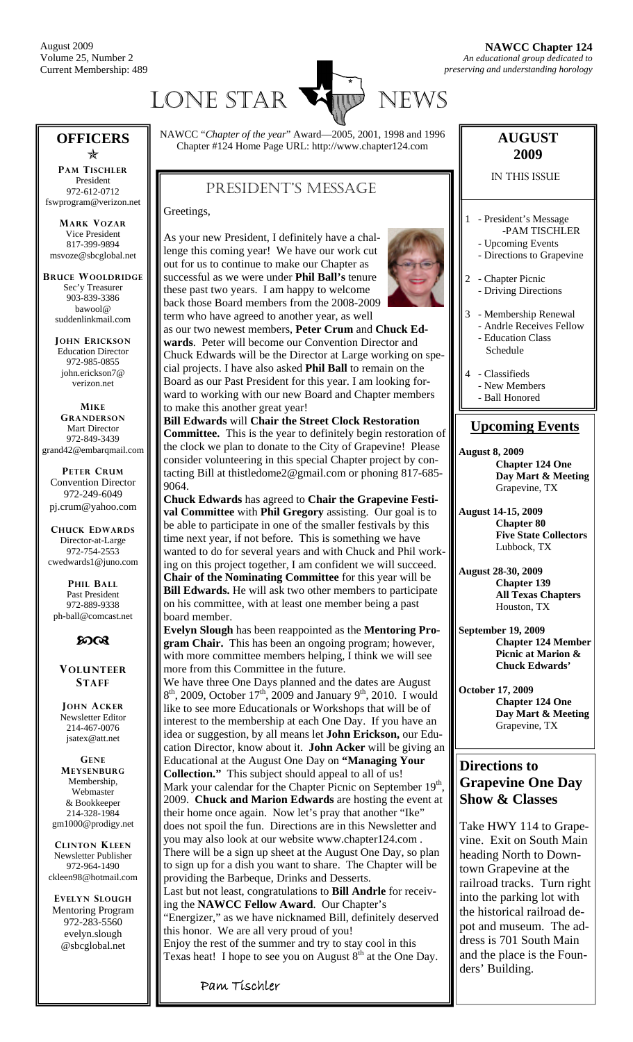August 2009
Volume 25, Number 2
Current Membership: 489

**NAWCC Chapter 124**
*An educational group dedicated to preserving and understanding horology*

# LONE STAR NEWS

NAWCC "*Chapter of the year*" Award—2005, 2001, 1998 and 1996
Chapter #124 Home Page URL: http://www.chapter124.com

## PRESIDENT'S MESSAGE

Greetings,

As your new President, I definitely have a challenge this coming year! We have our work cut out for us to continue to make our Chapter as successful as we were under **Phil Ball's** tenure these past two years. I am happy to welcome back those Board members from the 2008-2009 term who have agreed to another year, as well as our two newest members, **Peter Crum** and **Chuck Edwards**. Peter will become our Convention Director and Chuck Edwards will be the Director at Large working on special projects. I have also asked **Phil Ball** to remain on the Board as our Past President for this year. I am looking forward to working with our new Board and Chapter members to make this another great year!

**Bill Edwards** will **Chair the Street Clock Restoration Committee.** This is the year to definitely begin restoration of the clock we plan to donate to the City of Grapevine! Please consider volunteering in this special Chapter project by contacting Bill at thistledome2@gmail.com or phoning 817-685-9064.

**Chuck Edwards** has agreed to **Chair the Grapevine Festival Committee** with **Phil Gregory** assisting. Our goal is to be able to participate in one of the smaller festivals by this time next year, if not before. This is something we have wanted to do for several years and with Chuck and Phil working on this project together, I am confident we will succeed.

**Chair of the Nominating Committee** for this year will be **Bill Edwards.** He will ask two other members to participate on his committee, with at least one member being a past board member.

**Evelyn Slough** has been reappointed as the **Mentoring Program Chair.** This has been an ongoing program; however, with more committee members helping, I think we will see more from this Committee in the future.

We have three One Days planned and the dates are August 8th, 2009, October 17th, 2009 and January 9th, 2010. I would like to see more Educationals or Workshops that will be of interest to the membership at each One Day. If you have an idea or suggestion, by all means let **John Erickson,** our Education Director, know about it. **John Acker** will be giving an Educational at the August One Day on **"Managing Your Collection."** This subject should appeal to all of us!

Mark your calendar for the Chapter Picnic on September 19th, 2009. **Chuck and Marion Edwards** are hosting the event at their home once again. Now let's pray that another "Ike" does not spoil the fun. Directions are in this Newsletter and you may also look at our website www.chapter124.com . There will be a sign up sheet at the August One Day, so plan to sign up for a dish you want to share. The Chapter will be providing the Barbeque, Drinks and Desserts.

Last but not least, congratulations to **Bill Andrle** for receiving the **NAWCC Fellow Award**. Our Chapter's "Energizer," as we have nicknamed Bill, definitely deserved this honor. We are all very proud of you!

Enjoy the rest of the summer and try to stay cool in this Texas heat! I hope to see you on August 8th at the One Day.

*Pam Tischler*

## OFFICERS

**PAM TISCHLER**
President
972-612-0712
fswprogram@verizon.net

**MARK VOZAR**
Vice President
817-399-9894
msvoze@sbcglobal.net

**BRUCE WOOLDRIDGE**
Sec'y Treasurer
903-839-3386
bawool@suddenlinkmail.com

**JOHN ERICKSON**
Education Director
972-985-0855
john.erickson7@verizon.net

**MIKE GRANDERSON**
Mart Director
972-849-3439
grand42@embarqmail.com

**PETER CRUM**
Convention Director
972-249-6049
pj.crum@yahoo.com

**CHUCK EDWARDS**
Director-at-Large
972-754-2553
cwedwards1@juno.com

**PHIL BALL**
Past President
972-889-9338
ph-ball@comcast.net

### VOLUNTEER STAFF

**JOHN ACKER**
Newsletter Editor
214-467-0076
jsatex@att.net

**GENE MEYSENBURG**
Membership, Webmaster & Bookkeeper
214-328-1984
gm1000@prodigy.net

**CLINTON KLEEN**
Newsletter Publisher
972-964-1490
ckleen98@hotmail.com

**EVELYN SLOUGH**
Mentoring Program
972-283-5560
evelyn.slough@sbcglobal.net

## AUGUST 2009

IN THIS ISSUE

1 - President's Message -PAM TISCHLER
- Upcoming Events
- Directions to Grapevine

2 - Chapter Picnic
- Driving Directions

3 - Membership Renewal
- Andrle Receives Fellow
- Education Class Schedule

4 - Classifieds
- New Members
- Ball Honored

## Upcoming Events

**August 8, 2009**
**Chapter 124 One Day Mart & Meeting**
Grapevine, TX

**August 14-15, 2009**
**Chapter 80**
**Five State Collectors**
Lubbock, TX

**August 28-30, 2009**
**Chapter 139**
**All Texas Chapters**
Houston, TX

**September 19, 2009**
**Chapter 124 Member Picnic at Marion & Chuck Edwards'**

**October 17, 2009**
**Chapter 124 One Day Mart & Meeting**
Grapevine, TX

## Directions to Grapevine One Day Show & Classes

Take HWY 114 to Grapevine. Exit on South Main heading North to Downtown Grapevine at the railroad tracks. Turn right into the parking lot with the historical railroad depot and museum. The address is 701 South Main and the place is the Founders' Building.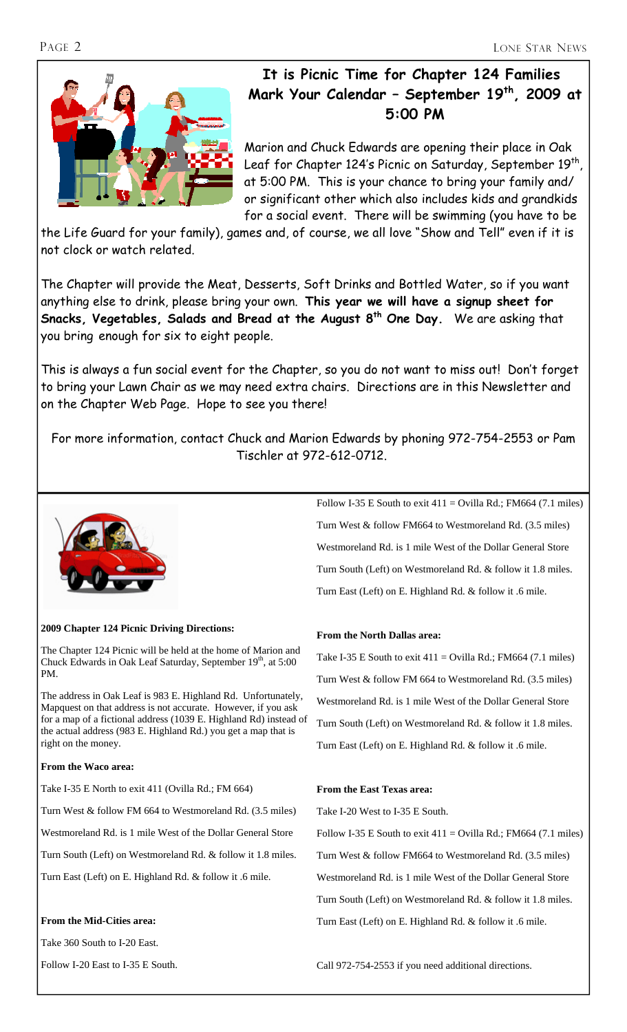## It is Picnic Time for Chapter 124 Families
## Mark Your Calendar – September 19th, 2009 at 5:00 PM

Marion and Chuck Edwards are opening their place in Oak Leaf for Chapter 124's Picnic on Saturday, September 19th, at 5:00 PM. This is your chance to bring your family and/or significant other which also includes kids and grandkids for a social event. There will be swimming (you have to be the Life Guard for your family), games and, of course, we all love "Show and Tell" even if it is not clock or watch related.

The Chapter will provide the Meat, Desserts, Soft Drinks and Bottled Water, so if you want anything else to drink, please bring your own. **This year we will have a signup sheet for Snacks, Vegetables, Salads and Bread at the August 8th One Day.** We are asking that you bring enough for six to eight people.

This is always a fun social event for the Chapter, so you do not want to miss out! Don't forget to bring your Lawn Chair as we may need extra chairs. Directions are in this Newsletter and on the Chapter Web Page. Hope to see you there!

For more information, contact Chuck and Marion Edwards by phoning 972-754-2553 or Pam Tischler at 972-612-0712.

**2009 Chapter 124 Picnic Driving Directions:**

The Chapter 124 Picnic will be held at the home of Marion and Chuck Edwards in Oak Leaf Saturday, September 19th, at 5:00 PM.

The address in Oak Leaf is 983 E. Highland Rd. Unfortunately, Mapquest on that address is not accurate. However, if you ask for a map of a fictional address (1039 E. Highland Rd) instead of the actual address (983 E. Highland Rd.) you get a map that is right on the money.

**From the Waco area:**

Take I-35 E North to exit 411 (Ovilla Rd.; FM 664)

Turn West & follow FM 664 to Westmoreland Rd. (3.5 miles)

Westmoreland Rd. is 1 mile West of the Dollar General Store

Turn South (Left) on Westmoreland Rd. & follow it 1.8 miles.

Turn East (Left) on E. Highland Rd. & follow it .6 mile.

**From the Mid-Cities area:**

Take 360 South to I-20 East.

Follow I-20 East to I-35 E South.

Follow I-35 E South to exit 411 = Ovilla Rd.; FM664 (7.1 miles)

Turn West & follow FM664 to Westmoreland Rd. (3.5 miles)

Westmoreland Rd. is 1 mile West of the Dollar General Store

Turn South (Left) on Westmoreland Rd. & follow it 1.8 miles.

Turn East (Left) on E. Highland Rd. & follow it .6 mile.

**From the North Dallas area:**

Take I-35 E South to exit 411 = Ovilla Rd.; FM664 (7.1 miles)

Turn West & follow FM 664 to Westmoreland Rd. (3.5 miles)

Westmoreland Rd. is 1 mile West of the Dollar General Store

Turn South (Left) on Westmoreland Rd. & follow it 1.8 miles.

Turn East (Left) on E. Highland Rd. & follow it .6 mile.

**From the East Texas area:**

Take I-20 West to I-35 E South.

Follow I-35 E South to exit 411 = Ovilla Rd.; FM664 (7.1 miles)

Turn West & follow FM664 to Westmoreland Rd. (3.5 miles)

Westmoreland Rd. is 1 mile West of the Dollar General Store

Turn South (Left) on Westmoreland Rd. & follow it 1.8 miles.

Turn East (Left) on E. Highland Rd. & follow it .6 mile.

Call 972-754-2553 if you need additional directions.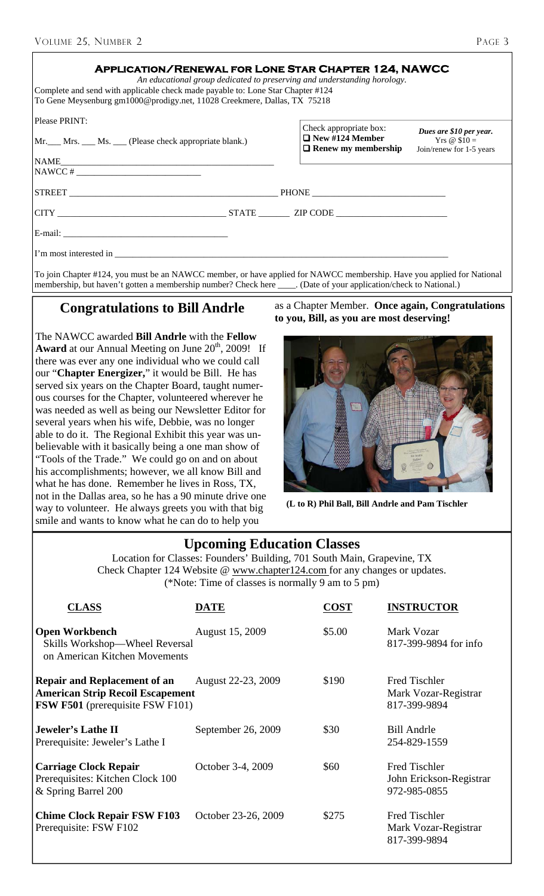## APPLICATION/RENEWAL FOR LONE STAR CHAPTER 124, NAWCC

*An educational group dedicated to preserving and understanding horology.*

Complete and send with applicable check made payable to: Lone Star Chapter #124
To Gene Meysenburg gm1000@prodigy.net, 11028 Creekmere, Dallas, TX 75218

Please PRINT:

Mr.\_\_\_ Mrs. \_\_\_ Ms. \_\_\_ (Please check appropriate blank.)

Check appropriate box:
❑ **New #124 Member**
❑ **Renew my membership**

***Dues are $10 per year.***
Yrs @ $10 =
Join/renew for 1-5 years

NAME\_\_\_\_\_\_\_\_\_\_\_\_\_\_\_\_\_\_\_\_\_\_\_\_\_\_\_\_\_\_\_\_\_\_\_\_\_\_\_\_\_\_\_\_

NAWCC # \_\_\_\_\_\_\_\_\_\_\_\_\_\_\_\_\_\_\_\_\_\_\_\_\_\_

STREET \_\_\_\_\_\_\_\_\_\_\_\_\_\_\_\_\_\_\_\_\_\_\_\_\_\_\_\_\_\_\_\_\_\_\_\_\_\_\_\_\_\_\_\_ PHONE \_\_\_\_\_\_\_\_\_\_\_\_\_\_\_\_\_\_\_\_\_\_\_\_\_\_\_\_\_

CITY \_\_\_\_\_\_\_\_\_\_\_\_\_\_\_\_\_\_\_\_\_\_\_\_\_\_\_\_\_\_\_\_\_\_\_\_ STATE \_\_\_\_\_\_\_ ZIP CODE \_\_\_\_\_\_\_\_\_\_\_\_\_\_\_\_\_\_\_\_\_\_\_\_

E-mail: \_\_\_\_\_\_\_\_\_\_\_\_\_\_\_\_\_\_\_\_\_\_\_\_\_\_\_\_\_\_\_\_\_\_\_\_

I'm most interested in \_\_\_\_\_\_\_\_\_\_\_\_\_\_\_\_\_\_\_\_\_\_\_\_\_\_\_\_\_\_\_\_\_\_\_\_\_\_\_\_\_\_\_\_\_\_\_\_\_\_\_\_\_\_\_\_\_\_\_\_\_\_\_\_\_\_\_\_\_\_\_\_\_\_\_\_\_

To join Chapter #124, you must be an NAWCC member, or have applied for NAWCC membership. Have you applied for National membership, but haven't gotten a membership number? Check here \_\_\_\_. (Date of your application/check to National.)

## Congratulations to Bill Andrle

The NAWCC awarded **Bill Andrle** with the **Fellow Award** at our Annual Meeting on June 20th, 2009! If there was ever any one individual who we could call our "**Chapter Energizer,**" it would be Bill. He has served six years on the Chapter Board, taught numerous courses for the Chapter, volunteered wherever he was needed as well as being our Newsletter Editor for several years when his wife, Debbie, was no longer able to do it. The Regional Exhibit this year was unbelievable with it basically being a one man show of "Tools of the Trade." We could go on and on about his accomplishments; however, we all know Bill and what he has done. Remember he lives in Ross, TX, not in the Dallas area, so he has a 90 minute drive one way to volunteer. He always greets you with that big smile and wants to know what he can do to help you as a Chapter Member. **Once again, Congratulations to you, Bill, as you are most deserving!**

**(L to R) Phil Ball, Bill Andrle and Pam Tischler**

## Upcoming Education Classes

Location for Classes: Founders' Building, 701 South Main, Grapevine, TX
Check Chapter 124 Website @ www.chapter124.com for any changes or updates.
(*Note: Time of classes is normally 9 am to 5 pm)

| CLASS | DATE | COST | INSTRUCTOR |
|---|---|---|---|
| **Open Workbench** Skills Workshop—Wheel Reversal on American Kitchen Movements | August 15, 2009 | $5.00 | Mark Vozar 817-399-9894 for info |
| **Repair and Replacement of an American Strip Recoil Escapement FSW F501** (prerequisite FSW F101) | August 22-23, 2009 | $190 | Fred Tischler Mark Vozar-Registrar 817-399-9894 |
| **Jeweler's Lathe II** Prerequisite: Jeweler's Lathe I | September 26, 2009 | $30 | Bill Andrle 254-829-1559 |
| **Carriage Clock Repair** Prerequisites: Kitchen Clock 100 & Spring Barrel 200 | October 3-4, 2009 | $60 | Fred Tischler John Erickson-Registrar 972-985-0855 |
| **Chime Clock Repair FSW F103** Prerequisite: FSW F102 | October 23-26, 2009 | $275 | Fred Tischler Mark Vozar-Registrar 817-399-9894 |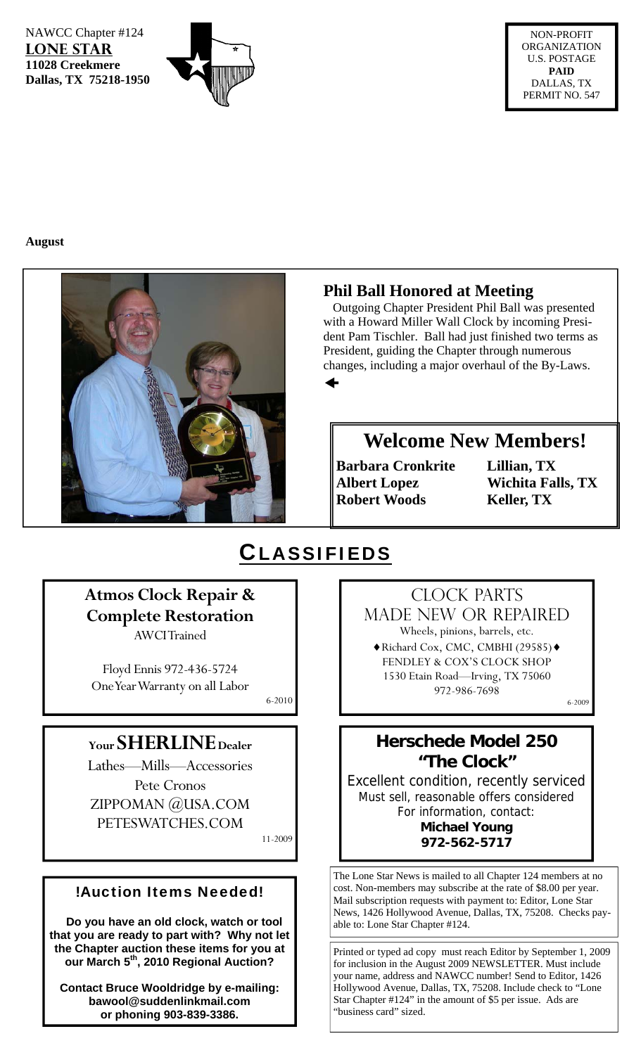NAWCC Chapter #124
**LONE STAR**
**11028 Creekmere**
**Dallas, TX 75218-1950**

NON-PROFIT ORGANIZATION
U.S. POSTAGE
**PAID**
DALLAS, TX
PERMIT NO. 547

**August**

## Phil Ball Honored at Meeting

Outgoing Chapter President Phil Ball was presented with a Howard Miller Wall Clock by incoming President Pam Tischler. Ball had just finished two terms as President, guiding the Chapter through numerous changes, including a major overhaul of the By-Laws.

## Welcome New Members!

| | |
|---|---|
| **Barbara Cronkrite** | **Lillian, TX** |
| **Albert Lopez** | **Wichita Falls, TX** |
| **Robert Woods** | **Keller, TX** |

# CLASSIFIEDS

### Atmos Clock Repair & Complete Restoration

AWCI Trained

Floyd Ennis 972-436-5724
One Year Warranty on all Labor

6-2010

### CLOCK PARTS MADE NEW OR REPAIRED

Wheels, pinions, barrels, etc.
♦Richard Cox, CMC, CMBHI (29585)♦
FENDLEY & COX'S CLOCK SHOP
1530 Etain Road—Irving, TX 75060
972-986-7698

6-2009

### Your SHERLINE Dealer

Lathes—Mills—Accessories
Pete Cronos
ZIPPOMAN @USA.COM
PETESWATCHES.COM

11-2009

### Herschede Model 250 "The Clock"

Excellent condition, recently serviced
Must sell, reasonable offers considered
For information, contact:
**Michael Young**
**972-562-5717**

### !Auction Items Needed!

**Do you have an old clock, watch or tool that you are ready to part with? Why not let the Chapter auction these items for you at our March 5th, 2010 Regional Auction?**

**Contact Bruce Wooldridge by e-mailing: bawool@suddenlinkmail.com or phoning 903-839-3386.**

The Lone Star News is mailed to all Chapter 124 members at no cost. Non-members may subscribe at the rate of $8.00 per year. Mail subscription requests with payment to: Editor, Lone Star News, 1426 Hollywood Avenue, Dallas, TX, 75208. Checks payable to: Lone Star Chapter #124.

Printed or typed ad copy must reach Editor by September 1, 2009 for inclusion in the August 2009 NEWSLETTER. Must include your name, address and NAWCC number! Send to Editor, 1426 Hollywood Avenue, Dallas, TX, 75208. Include check to "Lone Star Chapter #124" in the amount of $5 per issue. Ads are "business card" sized.